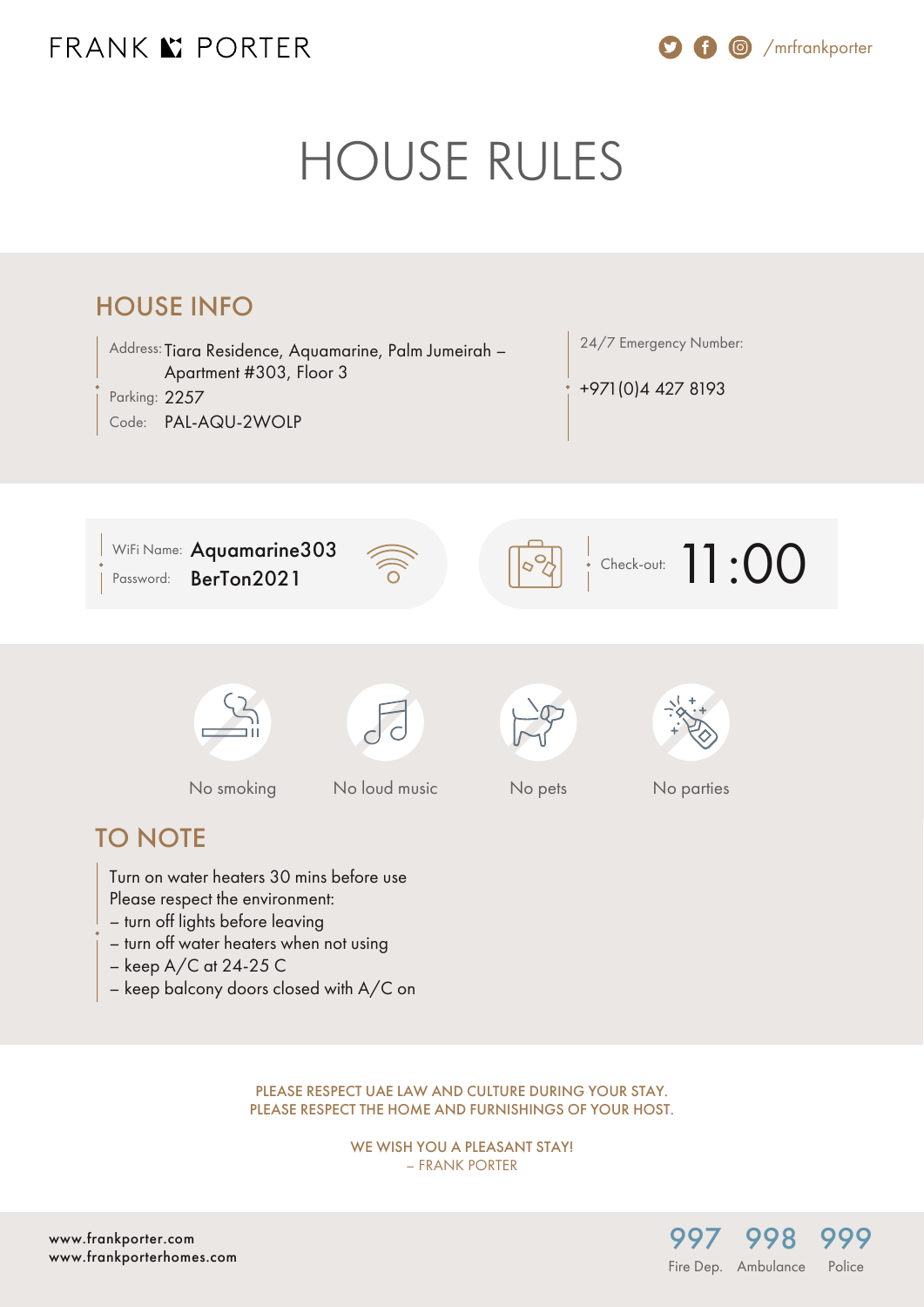FRANK PORTER

/mrfrankporter

# HOUSE RULES

## HOUSE INFO

Address: Tiara Residence, Aquamarine, Palm Jumeirah – Apartment #303, Floor 3

Parking: 2257

Code: PAL-AQU-2WOLP

24/7 Emergency Number:

+971(0)4 427 8193

WiFi Name: Aquamarine303

Password: BerTon2021

Check-out: 11:00

No smoking

No loud music

No pets

No parties

## TO NOTE

Turn on water heaters 30 mins before use

Please respect the environment:

- turn off lights before leaving
- turn off water heaters when not using
- keep A/C at 24-25 C
- keep balcony doors closed with A/C on

PLEASE RESPECT UAE LAW AND CULTURE DURING YOUR STAY.
PLEASE RESPECT THE HOME AND FURNISHINGS OF YOUR HOST.

WE WISH YOU A PLEASANT STAY!
– FRANK PORTER

www.frankporter.com
www.frankporterhomes.com

| 997 | 998 | 999 |
|---|---|---|
| Fire Dep. | Ambulance | Police |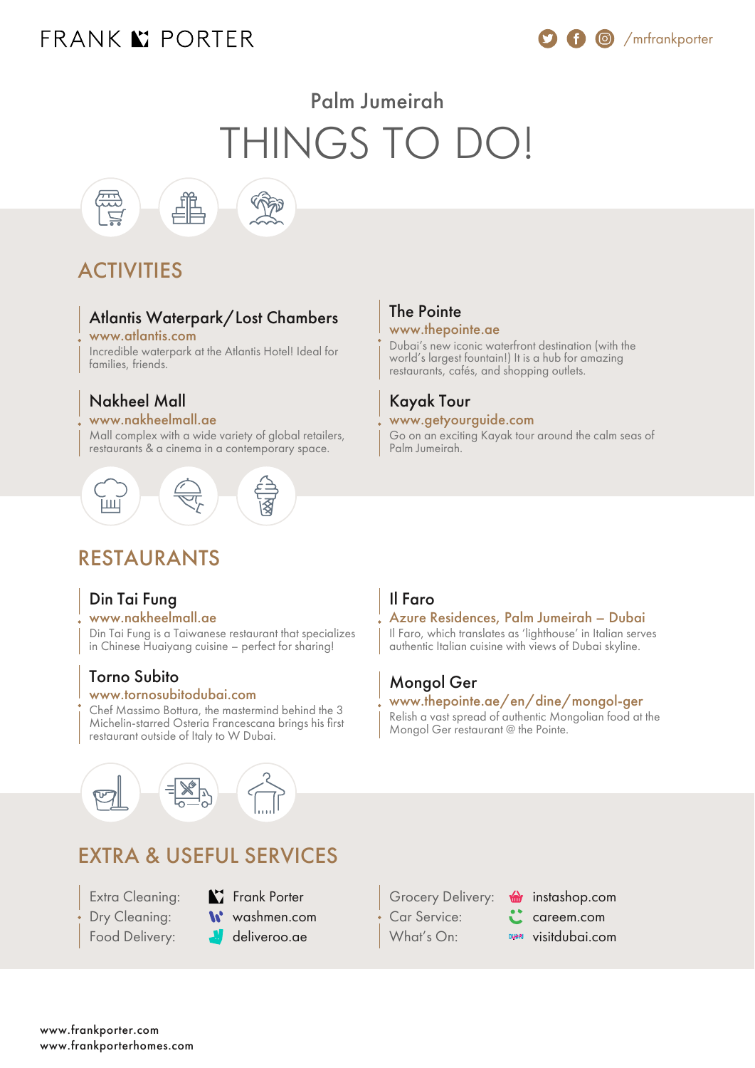FRANK PORTER

/mrfrankporter

## Palm Jumeirah

# THINGS TO DO!

## ACTIVITIES

### Atlantis Waterpark/Lost Chambers
www.atlantis.com
Incredible waterpark at the Atlantis Hotel! Ideal for families, friends.

### Nakheel Mall
www.nakheelmall.ae
Mall complex with a wide variety of global retailers, restaurants & a cinema in a contemporary space.

### The Pointe
www.thepointe.ae
Dubai's new iconic waterfront destination (with the world's largest fountain!) It is a hub for amazing restaurants, cafés, and shopping outlets.

### Kayak Tour
www.getyourguide.com
Go on an exciting Kayak tour around the calm seas of Palm Jumeirah.

## RESTAURANTS

### Din Tai Fung
www.nakheelmall.ae
Din Tai Fung is a Taiwanese restaurant that specializes in Chinese Huaiyang cuisine – perfect for sharing!

### Torno Subito
www.tornosubitodubai.com
Chef Massimo Bottura, the mastermind behind the 3 Michelin-starred Osteria Francescana brings his first restaurant outside of Italy to W Dubai.

### Il Faro
Azure Residences, Palm Jumeirah – Dubai
Il Faro, which translates as 'lighthouse' in Italian serves authentic Italian cuisine with views of Dubai skyline.

### Mongol Ger
www.thepointe.ae/en/dine/mongol-ger
Relish a vast spread of authentic Mongolian food at the Mongol Ger restaurant @ the Pointe.

## EXTRA & USEFUL SERVICES

- Extra Cleaning: Frank Porter
- Dry Cleaning: washmen.com
- Food Delivery: deliveroo.ae
- Grocery Delivery: instashop.com
- Car Service: careem.com
- What's On: visitdubai.com

www.frankporter.com
www.frankporterhomes.com